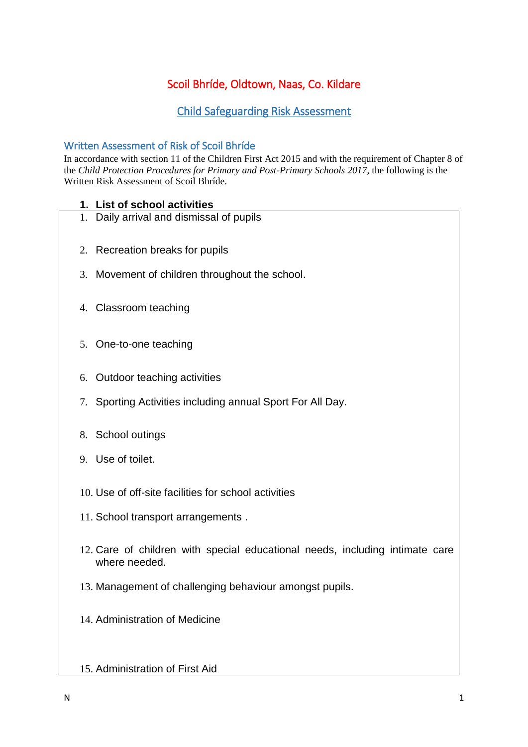# Scoil Bhríde, Oldtown, Naas, Co. Kildare

## Child Safeguarding Risk Assessment

### Written Assessment of Risk of Scoil Bhríde

In accordance with section 11 of the Children First Act 2015 and with the requirement of Chapter 8 of the *Child Protection Procedures for Primary and Post-Primary Schools 2017*, the following is the Written Risk Assessment of Scoil Bhríde.

**1. List of school activities**

1. Daily arrival and dismissal of pupils
2. Recreation breaks for pupils
3. Movement of children throughout the school.
4. Classroom teaching
5. One-to-one teaching
6. Outdoor teaching activities
7. Sporting Activities including annual Sport For All Day.
8. School outings
9. Use of toilet.
10. Use of off-site facilities for school activities
11. School transport arrangements .
12. Care of children with special educational needs, including intimate care where needed.
13. Management of challenging behaviour amongst pupils.
14. Administration of Medicine
15. Administration of First Aid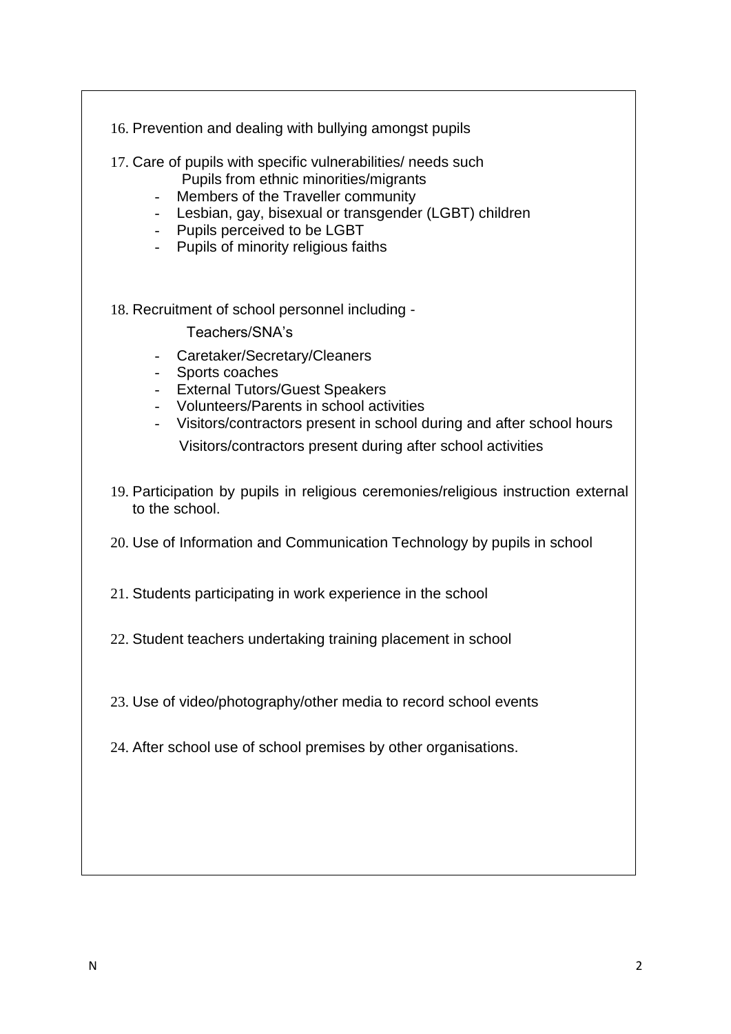16. Prevention and dealing with bullying amongst pupils

17. Care of pupils with specific vulnerabilities/ needs such
    - Pupils from ethnic minorities/migrants
    - Members of the Traveller community
    - Lesbian, gay, bisexual or transgender (LGBT) children
    - Pupils perceived to be LGBT
    - Pupils of minority religious faiths

18. Recruitment of school personnel including -
    - Teachers/SNA's
    - Caretaker/Secretary/Cleaners
    - Sports coaches
    - External Tutors/Guest Speakers
    - Volunteers/Parents in school activities
    - Visitors/contractors present in school during and after school hours
    - Visitors/contractors present during after school activities

19. Participation by pupils in religious ceremonies/religious instruction external to the school.

20. Use of Information and Communication Technology by pupils in school

21. Students participating in work experience in the school

22. Student teachers undertaking training placement in school

23. Use of video/photography/other media to record school events

24. After school use of school premises by other organisations.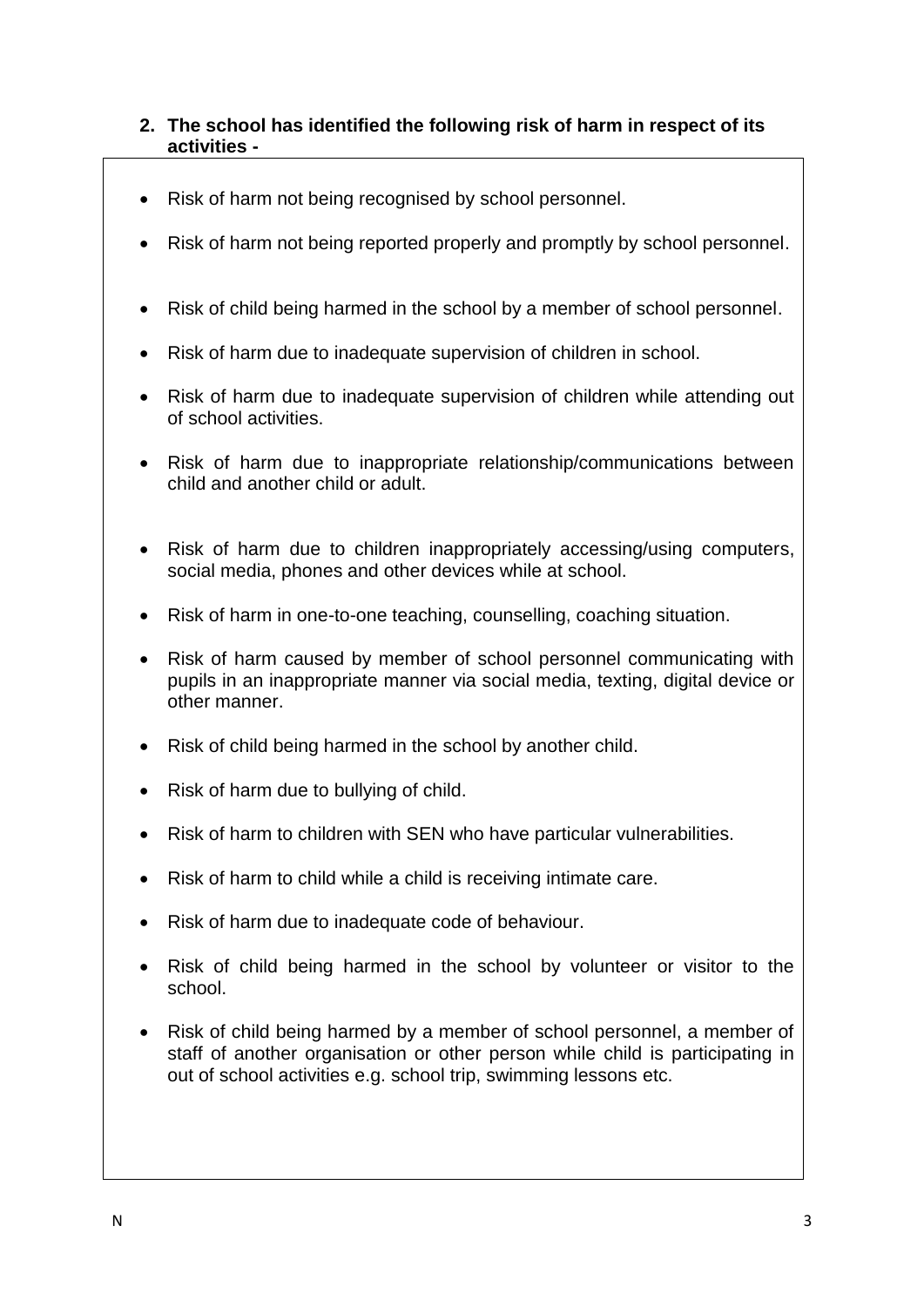## 2. The school has identified the following risk of harm in respect of its activities -

- Risk of harm not being recognised by school personnel.
- Risk of harm not being reported properly and promptly by school personnel.
- Risk of child being harmed in the school by a member of school personnel.
- Risk of harm due to inadequate supervision of children in school.
- Risk of harm due to inadequate supervision of children while attending out of school activities.
- Risk of harm due to inappropriate relationship/communications between child and another child or adult.
- Risk of harm due to children inappropriately accessing/using computers, social media, phones and other devices while at school.
- Risk of harm in one-to-one teaching, counselling, coaching situation.
- Risk of harm caused by member of school personnel communicating with pupils in an inappropriate manner via social media, texting, digital device or other manner.
- Risk of child being harmed in the school by another child.
- Risk of harm due to bullying of child.
- Risk of harm to children with SEN who have particular vulnerabilities.
- Risk of harm to child while a child is receiving intimate care.
- Risk of harm due to inadequate code of behaviour.
- Risk of child being harmed in the school by volunteer or visitor to the school.
- Risk of child being harmed by a member of school personnel, a member of staff of another organisation or other person while child is participating in out of school activities e.g. school trip, swimming lessons etc.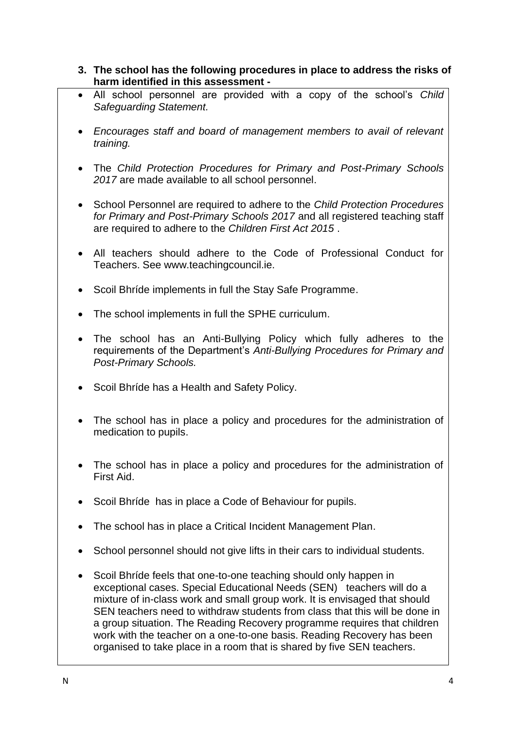**3. The school has the following procedures in place to address the risks of harm identified in this assessment -**

- All school personnel are provided with a copy of the school's *Child Safeguarding Statement.*
- *Encourages staff and board of management members to avail of relevant training.*
- The *Child Protection Procedures for Primary and Post-Primary Schools 2017* are made available to all school personnel.
- School Personnel are required to adhere to the *Child Protection Procedures for Primary and Post-Primary Schools 2017* and all registered teaching staff are required to adhere to the *Children First Act 2015* .
- All teachers should adhere to the Code of Professional Conduct for Teachers. See www.teachingcouncil.ie.
- Scoil Bhríde implements in full the Stay Safe Programme.
- The school implements in full the SPHE curriculum.
- The school has an Anti-Bullying Policy which fully adheres to the requirements of the Department's *Anti-Bullying Procedures for Primary and Post-Primary Schools.*
- Scoil Bhríde has a Health and Safety Policy.
- The school has in place a policy and procedures for the administration of medication to pupils.
- The school has in place a policy and procedures for the administration of First Aid.
- Scoil Bhríde has in place a Code of Behaviour for pupils.
- The school has in place a Critical Incident Management Plan.
- School personnel should not give lifts in their cars to individual students.
- Scoil Bhríde feels that one-to-one teaching should only happen in exceptional cases. Special Educational Needs (SEN) teachers will do a mixture of in-class work and small group work. It is envisaged that should SEN teachers need to withdraw students from class that this will be done in a group situation. The Reading Recovery programme requires that children work with the teacher on a one-to-one basis. Reading Recovery has been organised to take place in a room that is shared by five SEN teachers.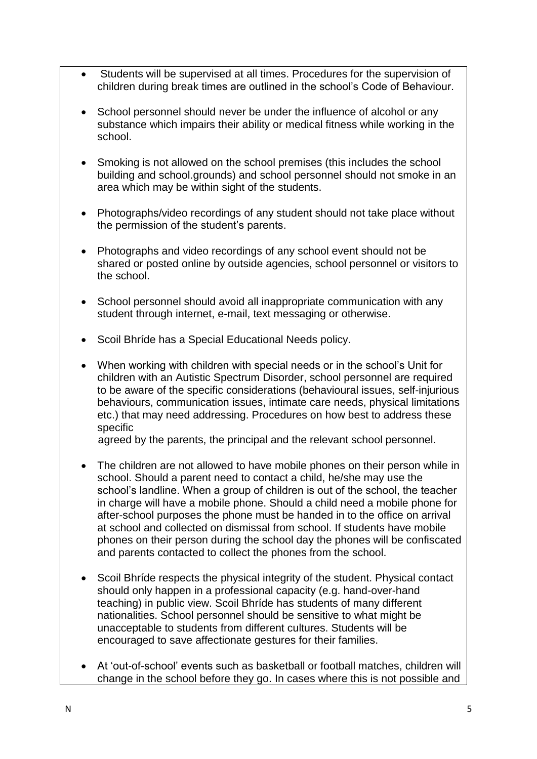- Students will be supervised at all times. Procedures for the supervision of children during break times are outlined in the school's Code of Behaviour.

- School personnel should never be under the influence of alcohol or any substance which impairs their ability or medical fitness while working in the school.

- Smoking is not allowed on the school premises (this includes the school building and school.grounds) and school personnel should not smoke in an area which may be within sight of the students.

- Photographs/video recordings of any student should not take place without the permission of the student's parents.

- Photographs and video recordings of any school event should not be shared or posted online by outside agencies, school personnel or visitors to the school.

- School personnel should avoid all inappropriate communication with any student through internet, e-mail, text messaging or otherwise.

- Scoil Bhríde has a Special Educational Needs policy.

- When working with children with special needs or in the school's Unit for children with an Autistic Spectrum Disorder, school personnel are required to be aware of the specific considerations (behavioural issues, self-injurious behaviours, communication issues, intimate care needs, physical limitations etc.) that may need addressing. Procedures on how best to address these specific
  agreed by the parents, the principal and the relevant school personnel.

- The children are not allowed to have mobile phones on their person while in school. Should a parent need to contact a child, he/she may use the school's landline. When a group of children is out of the school, the teacher in charge will have a mobile phone. Should a child need a mobile phone for after-school purposes the phone must be handed in to the office on arrival at school and collected on dismissal from school. If students have mobile phones on their person during the school day the phones will be confiscated and parents contacted to collect the phones from the school.

- Scoil Bhríde respects the physical integrity of the student. Physical contact should only happen in a professional capacity (e.g. hand-over-hand teaching) in public view. Scoil Bhríde has students of many different nationalities. School personnel should be sensitive to what might be unacceptable to students from different cultures. Students will be encouraged to save affectionate gestures for their families.

- At 'out-of-school' events such as basketball or football matches, children will change in the school before they go. In cases where this is not possible and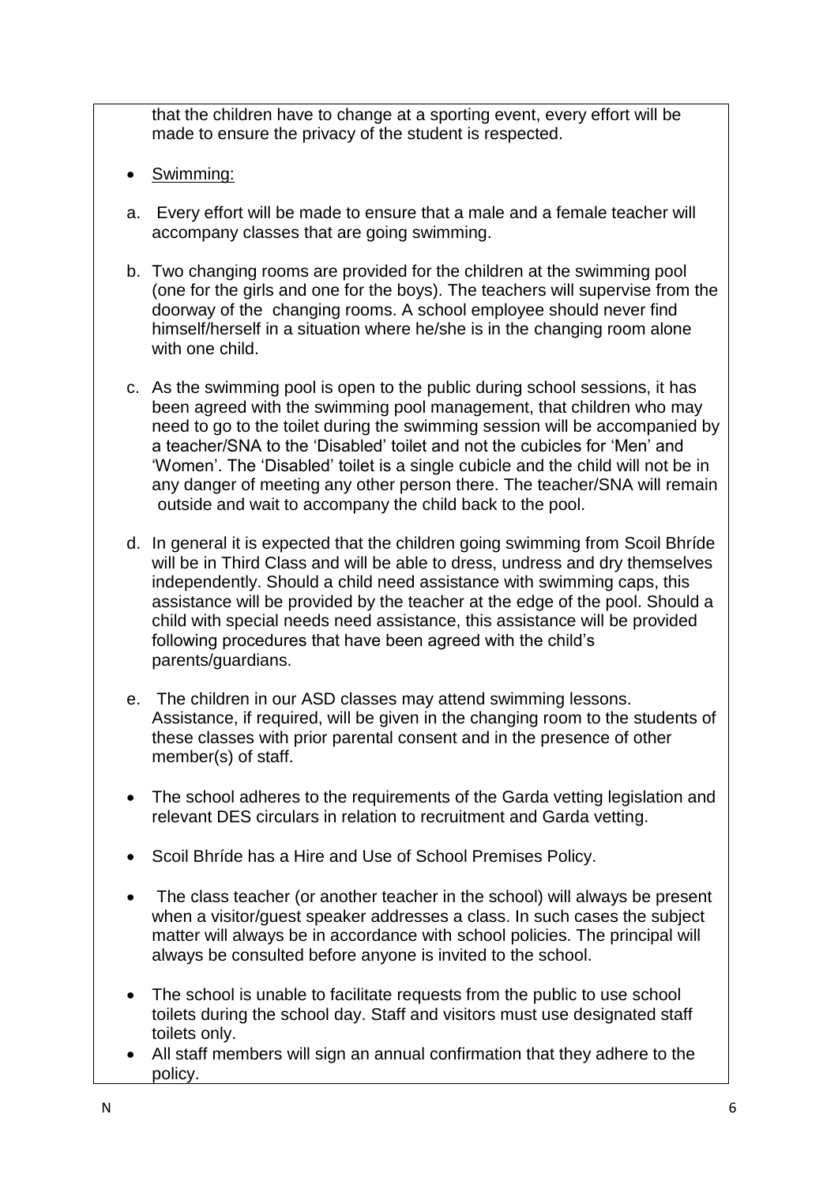that the children have to change at a sporting event, every effort will be made to ensure the privacy of the student is respected.

- Swimming:

a. Every effort will be made to ensure that a male and a female teacher will accompany classes that are going swimming.

b. Two changing rooms are provided for the children at the swimming pool (one for the girls and one for the boys). The teachers will supervise from the doorway of the changing rooms. A school employee should never find himself/herself in a situation where he/she is in the changing room alone with one child.

c. As the swimming pool is open to the public during school sessions, it has been agreed with the swimming pool management, that children who may need to go to the toilet during the swimming session will be accompanied by a teacher/SNA to the 'Disabled' toilet and not the cubicles for 'Men' and 'Women'. The 'Disabled' toilet is a single cubicle and the child will not be in any danger of meeting any other person there. The teacher/SNA will remain outside and wait to accompany the child back to the pool.

d. In general it is expected that the children going swimming from Scoil Bhríde will be in Third Class and will be able to dress, undress and dry themselves independently. Should a child need assistance with swimming caps, this assistance will be provided by the teacher at the edge of the pool. Should a child with special needs need assistance, this assistance will be provided following procedures that have been agreed with the child's parents/guardians.

e. The children in our ASD classes may attend swimming lessons. Assistance, if required, will be given in the changing room to the students of these classes with prior parental consent and in the presence of other member(s) of staff.

- The school adheres to the requirements of the Garda vetting legislation and relevant DES circulars in relation to recruitment and Garda vetting.
- Scoil Bhríde has a Hire and Use of School Premises Policy.
- The class teacher (or another teacher in the school) will always be present when a visitor/guest speaker addresses a class. In such cases the subject matter will always be in accordance with school policies. The principal will always be consulted before anyone is invited to the school.
- The school is unable to facilitate requests from the public to use school toilets during the school day. Staff and visitors must use designated staff toilets only.
- All staff members will sign an annual confirmation that they adhere to the policy.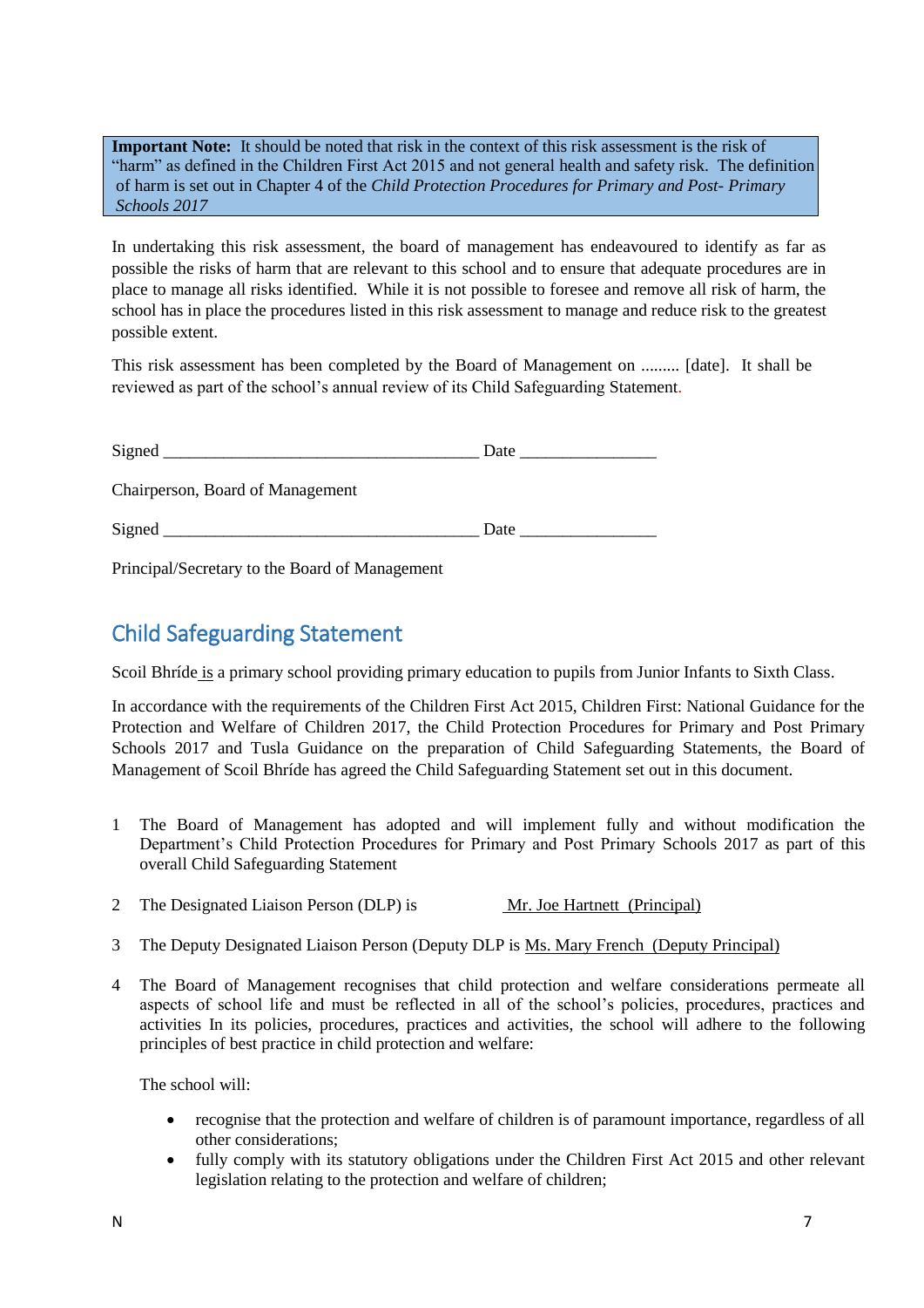**Important Note:** It should be noted that risk in the context of this risk assessment is the risk of "harm" as defined in the Children First Act 2015 and not general health and safety risk. The definition of harm is set out in Chapter 4 of the *Child Protection Procedures for Primary and Post- Primary Schools 2017*

In undertaking this risk assessment, the board of management has endeavoured to identify as far as possible the risks of harm that are relevant to this school and to ensure that adequate procedures are in place to manage all risks identified. While it is not possible to foresee and remove all risk of harm, the school has in place the procedures listed in this risk assessment to manage and reduce risk to the greatest possible extent.

This risk assessment has been completed by the Board of Management on ......... [date]. It shall be reviewed as part of the school's annual review of its Child Safeguarding Statement.

Signed ______________________________________ Date ________________

Chairperson, Board of Management

Signed ______________________________________ Date ________________

Principal/Secretary to the Board of Management

## Child Safeguarding Statement

Scoil Bhríde is a primary school providing primary education to pupils from Junior Infants to Sixth Class.

In accordance with the requirements of the Children First Act 2015, Children First: National Guidance for the Protection and Welfare of Children 2017, the Child Protection Procedures for Primary and Post Primary Schools 2017 and Tusla Guidance on the preparation of Child Safeguarding Statements, the Board of Management of Scoil Bhríde has agreed the Child Safeguarding Statement set out in this document.

1. The Board of Management has adopted and will implement fully and without modification the Department's Child Protection Procedures for Primary and Post Primary Schools 2017 as part of this overall Child Safeguarding Statement

2. The Designated Liaison Person (DLP) is Mr. Joe Hartnett (Principal)

3. The Deputy Designated Liaison Person (Deputy DLP is Ms. Mary French (Deputy Principal)

4. The Board of Management recognises that child protection and welfare considerations permeate all aspects of school life and must be reflected in all of the school's policies, procedures, practices and activities In its policies, procedures, practices and activities, the school will adhere to the following principles of best practice in child protection and welfare:

   The school will:

   - recognise that the protection and welfare of children is of paramount importance, regardless of all other considerations;
   - fully comply with its statutory obligations under the Children First Act 2015 and other relevant legislation relating to the protection and welfare of children;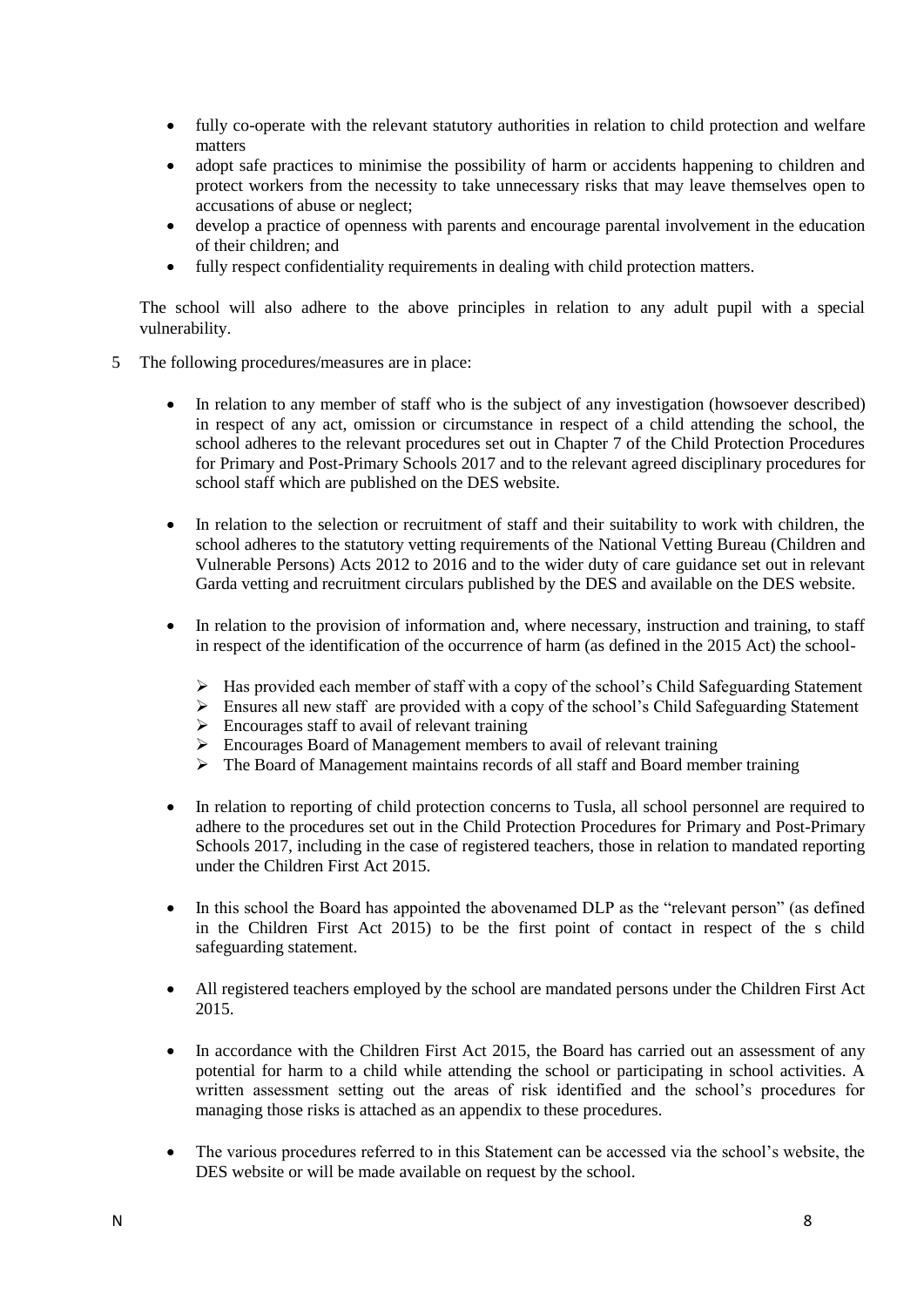- fully co-operate with the relevant statutory authorities in relation to child protection and welfare matters
- adopt safe practices to minimise the possibility of harm or accidents happening to children and protect workers from the necessity to take unnecessary risks that may leave themselves open to accusations of abuse or neglect;
- develop a practice of openness with parents and encourage parental involvement in the education of their children; and
- fully respect confidentiality requirements in dealing with child protection matters.

The school will also adhere to the above principles in relation to any adult pupil with a special vulnerability.

5 The following procedures/measures are in place:

- In relation to any member of staff who is the subject of any investigation (howsoever described) in respect of any act, omission or circumstance in respect of a child attending the school, the school adheres to the relevant procedures set out in Chapter 7 of the Child Protection Procedures for Primary and Post-Primary Schools 2017 and to the relevant agreed disciplinary procedures for school staff which are published on the DES website.

- In relation to the selection or recruitment of staff and their suitability to work with children, the school adheres to the statutory vetting requirements of the National Vetting Bureau (Children and Vulnerable Persons) Acts 2012 to 2016 and to the wider duty of care guidance set out in relevant Garda vetting and recruitment circulars published by the DES and available on the DES website.

- In relation to the provision of information and, where necessary, instruction and training, to staff in respect of the identification of the occurrence of harm (as defined in the 2015 Act) the school-
  - Has provided each member of staff with a copy of the school's Child Safeguarding Statement
  - Ensures all new staff are provided with a copy of the school's Child Safeguarding Statement
  - Encourages staff to avail of relevant training
  - Encourages Board of Management members to avail of relevant training
  - The Board of Management maintains records of all staff and Board member training

- In relation to reporting of child protection concerns to Tusla, all school personnel are required to adhere to the procedures set out in the Child Protection Procedures for Primary and Post-Primary Schools 2017, including in the case of registered teachers, those in relation to mandated reporting under the Children First Act 2015.

- In this school the Board has appointed the abovenamed DLP as the "relevant person" (as defined in the Children First Act 2015) to be the first point of contact in respect of the s child safeguarding statement.

- All registered teachers employed by the school are mandated persons under the Children First Act 2015.

- In accordance with the Children First Act 2015, the Board has carried out an assessment of any potential for harm to a child while attending the school or participating in school activities. A written assessment setting out the areas of risk identified and the school's procedures for managing those risks is attached as an appendix to these procedures.

- The various procedures referred to in this Statement can be accessed via the school's website, the DES website or will be made available on request by the school.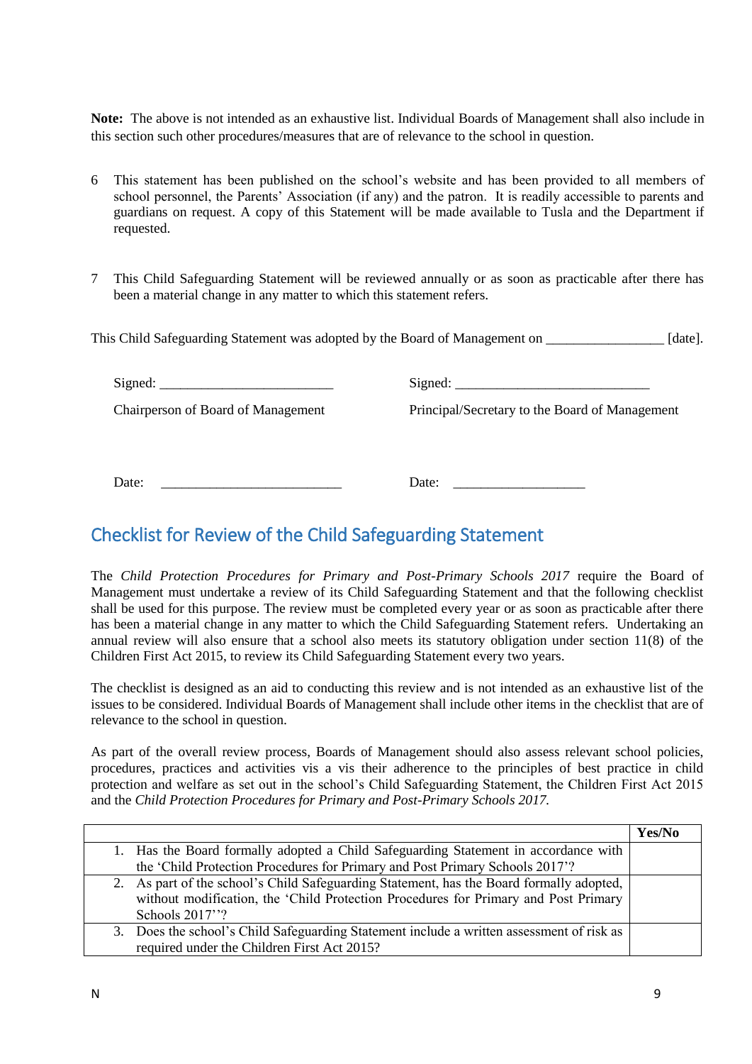**Note:** The above is not intended as an exhaustive list. Individual Boards of Management shall also include in this section such other procedures/measures that are of relevance to the school in question.

6 This statement has been published on the school's website and has been provided to all members of school personnel, the Parents' Association (if any) and the patron. It is readily accessible to parents and guardians on request. A copy of this Statement will be made available to Tusla and the Department if requested.

7 This Child Safeguarding Statement will be reviewed annually or as soon as practicable after there has been a material change in any matter to which this statement refers.

This Child Safeguarding Statement was adopted by the Board of Management on ________________ [date].

Signed: ________________________

Chairperson of Board of Management

Signed: ___________________________

Principal/Secretary to the Board of Management

Date: _________________________

Date: __________________

## Checklist for Review of the Child Safeguarding Statement

The *Child Protection Procedures for Primary and Post-Primary Schools 2017* require the Board of Management must undertake a review of its Child Safeguarding Statement and that the following checklist shall be used for this purpose. The review must be completed every year or as soon as practicable after there has been a material change in any matter to which the Child Safeguarding Statement refers. Undertaking an annual review will also ensure that a school also meets its statutory obligation under section 11(8) of the Children First Act 2015, to review its Child Safeguarding Statement every two years.

The checklist is designed as an aid to conducting this review and is not intended as an exhaustive list of the issues to be considered. Individual Boards of Management shall include other items in the checklist that are of relevance to the school in question.

As part of the overall review process, Boards of Management should also assess relevant school policies, procedures, practices and activities vis a vis their adherence to the principles of best practice in child protection and welfare as set out in the school's Child Safeguarding Statement, the Children First Act 2015 and the *Child Protection Procedures for Primary and Post-Primary Schools 2017.*

| | **Yes/No** |
|---|---|
| 1. Has the Board formally adopted a Child Safeguarding Statement in accordance with the 'Child Protection Procedures for Primary and Post Primary Schools 2017'? | |
| 2. As part of the school's Child Safeguarding Statement, has the Board formally adopted, without modification, the 'Child Protection Procedures for Primary and Post Primary Schools 2017''? | |
| 3. Does the school's Child Safeguarding Statement include a written assessment of risk as required under the Children First Act 2015? | |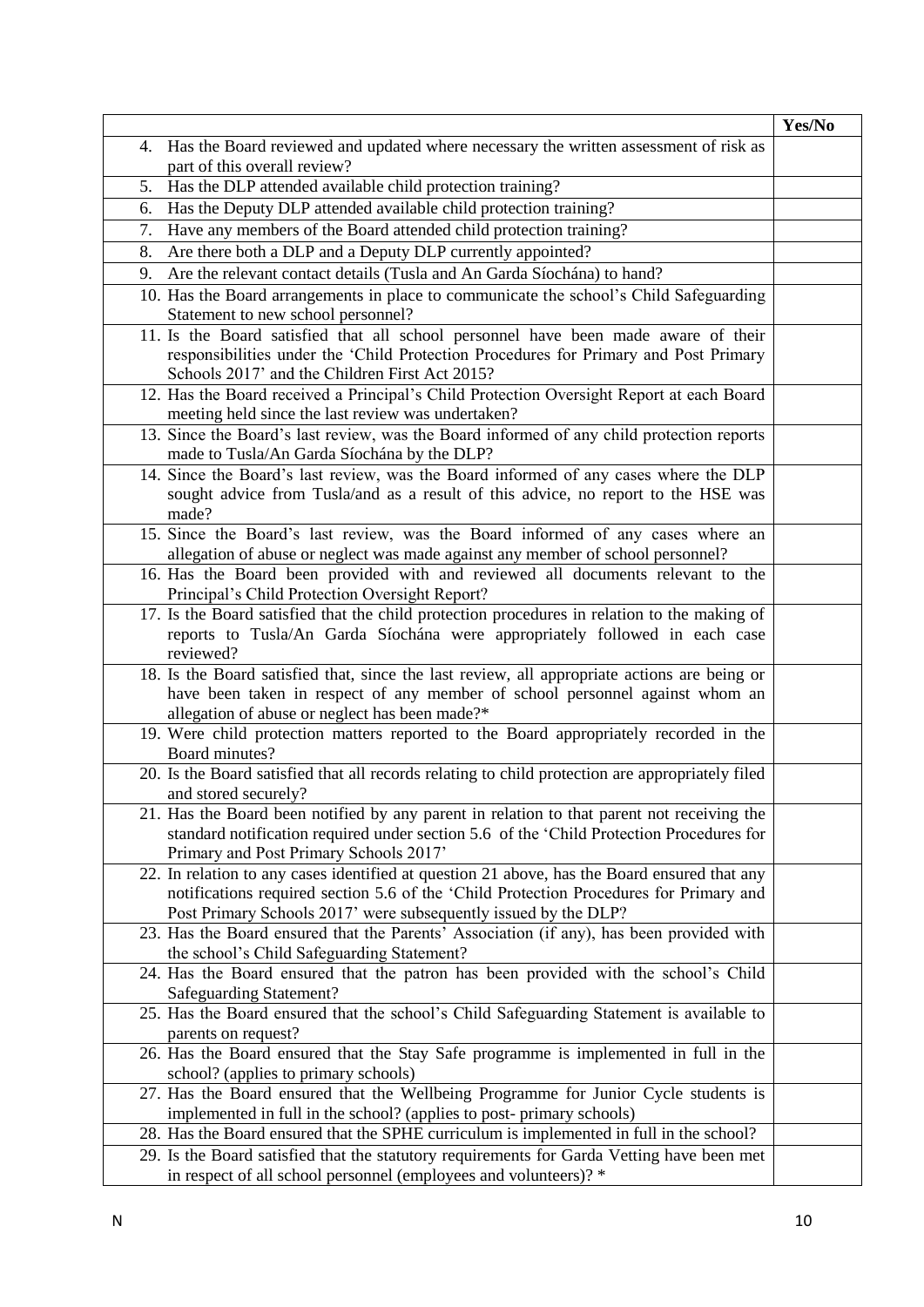| | Yes/No |
|---|---|
| 4. Has the Board reviewed and updated where necessary the written assessment of risk as part of this overall review? | |
| 5. Has the DLP attended available child protection training? | |
| 6. Has the Deputy DLP attended available child protection training? | |
| 7. Have any members of the Board attended child protection training? | |
| 8. Are there both a DLP and a Deputy DLP currently appointed? | |
| 9. Are the relevant contact details (Tusla and An Garda Síochána) to hand? | |
| 10. Has the Board arrangements in place to communicate the school's Child Safeguarding Statement to new school personnel? | |
| 11. Is the Board satisfied that all school personnel have been made aware of their responsibilities under the 'Child Protection Procedures for Primary and Post Primary Schools 2017' and the Children First Act 2015? | |
| 12. Has the Board received a Principal's Child Protection Oversight Report at each Board meeting held since the last review was undertaken? | |
| 13. Since the Board's last review, was the Board informed of any child protection reports made to Tusla/An Garda Síochána by the DLP? | |
| 14. Since the Board's last review, was the Board informed of any cases where the DLP sought advice from Tusla/and as a result of this advice, no report to the HSE was made? | |
| 15. Since the Board's last review, was the Board informed of any cases where an allegation of abuse or neglect was made against any member of school personnel? | |
| 16. Has the Board been provided with and reviewed all documents relevant to the Principal's Child Protection Oversight Report? | |
| 17. Is the Board satisfied that the child protection procedures in relation to the making of reports to Tusla/An Garda Síochána were appropriately followed in each case reviewed? | |
| 18. Is the Board satisfied that, since the last review, all appropriate actions are being or have been taken in respect of any member of school personnel against whom an allegation of abuse or neglect has been made?* | |
| 19. Were child protection matters reported to the Board appropriately recorded in the Board minutes? | |
| 20. Is the Board satisfied that all records relating to child protection are appropriately filed and stored securely? | |
| 21. Has the Board been notified by any parent in relation to that parent not receiving the standard notification required under section 5.6 of the 'Child Protection Procedures for Primary and Post Primary Schools 2017' | |
| 22. In relation to any cases identified at question 21 above, has the Board ensured that any notifications required section 5.6 of the 'Child Protection Procedures for Primary and Post Primary Schools 2017' were subsequently issued by the DLP? | |
| 23. Has the Board ensured that the Parents' Association (if any), has been provided with the school's Child Safeguarding Statement? | |
| 24. Has the Board ensured that the patron has been provided with the school's Child Safeguarding Statement? | |
| 25. Has the Board ensured that the school's Child Safeguarding Statement is available to parents on request? | |
| 26. Has the Board ensured that the Stay Safe programme is implemented in full in the school? (applies to primary schools) | |
| 27. Has the Board ensured that the Wellbeing Programme for Junior Cycle students is implemented in full in the school? (applies to post- primary schools) | |
| 28. Has the Board ensured that the SPHE curriculum is implemented in full in the school? | |
| 29. Is the Board satisfied that the statutory requirements for Garda Vetting have been met in respect of all school personnel (employees and volunteers)? * | |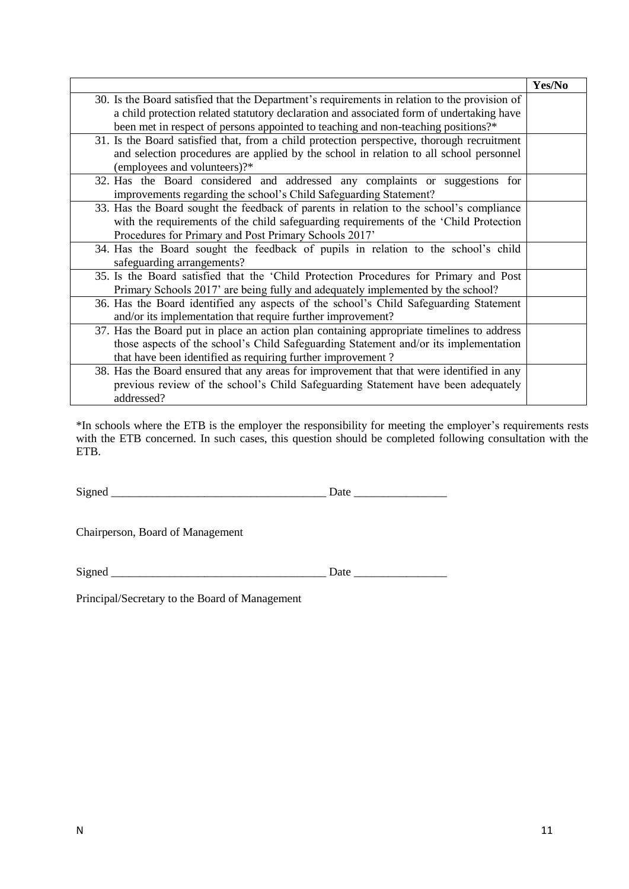| | Yes/No |
|---|---|
| 30. Is the Board satisfied that the Department's requirements in relation to the provision of a child protection related statutory declaration and associated form of undertaking have been met in respect of persons appointed to teaching and non-teaching positions?* | |
| 31. Is the Board satisfied that, from a child protection perspective, thorough recruitment and selection procedures are applied by the school in relation to all school personnel (employees and volunteers)?* | |
| 32. Has the Board considered and addressed any complaints or suggestions for improvements regarding the school's Child Safeguarding Statement? | |
| 33. Has the Board sought the feedback of parents in relation to the school's compliance with the requirements of the child safeguarding requirements of the 'Child Protection Procedures for Primary and Post Primary Schools 2017' | |
| 34. Has the Board sought the feedback of pupils in relation to the school's child safeguarding arrangements? | |
| 35. Is the Board satisfied that the 'Child Protection Procedures for Primary and Post Primary Schools 2017' are being fully and adequately implemented by the school? | |
| 36. Has the Board identified any aspects of the school's Child Safeguarding Statement and/or its implementation that require further improvement? | |
| 37. Has the Board put in place an action plan containing appropriate timelines to address those aspects of the school's Child Safeguarding Statement and/or its implementation that have been identified as requiring further improvement ? | |
| 38. Has the Board ensured that any areas for improvement that that were identified in any previous review of the school's Child Safeguarding Statement have been adequately addressed? | |

*In schools where the ETB is the employer the responsibility for meeting the employer's requirements rests with the ETB concerned. In such cases, this question should be completed following consultation with the ETB.

Signed _____________________________________ Date ________________

Chairperson, Board of Management

Signed _____________________________________ Date ________________

Principal/Secretary to the Board of Management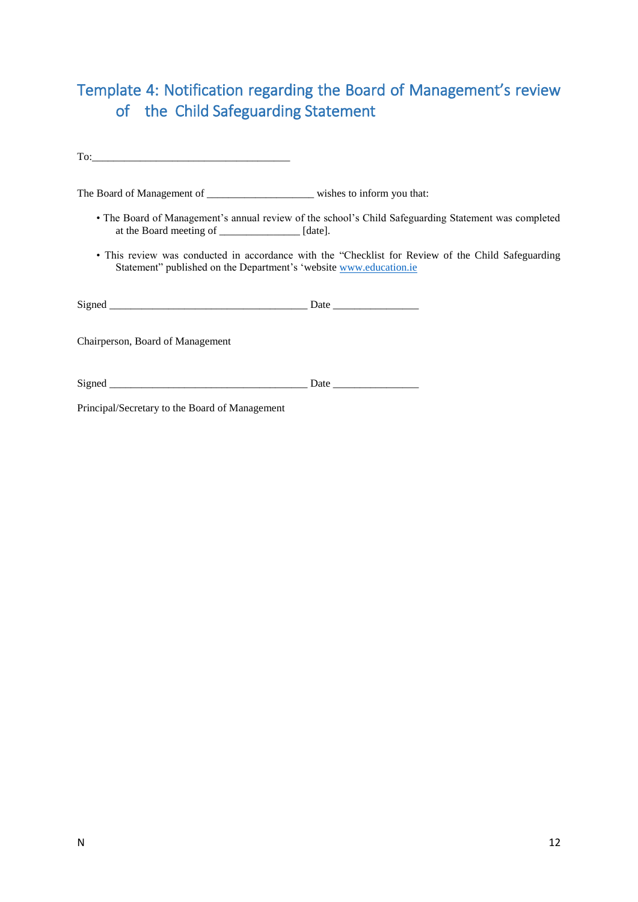## Template 4: Notification regarding the Board of Management's review of the Child Safeguarding Statement

To:____________________________________

The Board of Management of ____________________ wishes to inform you that:

- The Board of Management's annual review of the school's Child Safeguarding Statement was completed at the Board meeting of _______________ [date].
- This review was conducted in accordance with the "Checklist for Review of the Child Safeguarding Statement" published on the Department's 'website www.education.ie

Signed ____________________________________ Date ________________

Chairperson, Board of Management

Signed ____________________________________ Date ________________

Principal/Secretary to the Board of Management